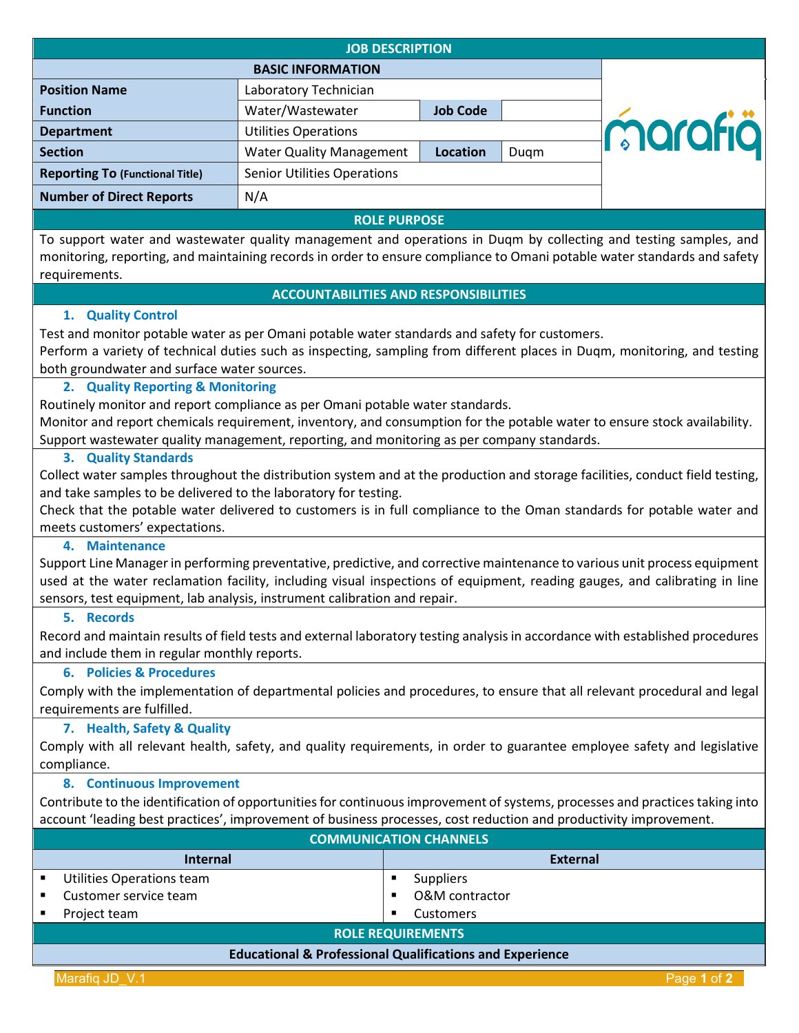# JOB DESCRIPTION

## BASIC INFORMATION

| | | | |
|---|---|---|---|
| **Position Name** | Laboratory Technician | | |
| **Function** | Water/Wastewater | **Job Code** | |
| **Department** | Utilities Operations | | |
| **Section** | Water Quality Management | **Location** | Duqm |
| **Reporting To** (Functional Title) | Senior Utilities Operations | | |
| **Number of Direct Reports** | N/A | | |

## ROLE PURPOSE

To support water and wastewater quality management and operations in Duqm by collecting and testing samples, and monitoring, reporting, and maintaining records in order to ensure compliance to Omani potable water standards and safety requirements.

## ACCOUNTABILITIES AND RESPONSIBILITIES

### 1. Quality Control

Test and monitor potable water as per Omani potable water standards and safety for customers.

Perform a variety of technical duties such as inspecting, sampling from different places in Duqm, monitoring, and testing both groundwater and surface water sources.

### 2. Quality Reporting & Monitoring

Routinely monitor and report compliance as per Omani potable water standards.

Monitor and report chemicals requirement, inventory, and consumption for the potable water to ensure stock availability.

Support wastewater quality management, reporting, and monitoring as per company standards.

### 3. Quality Standards

Collect water samples throughout the distribution system and at the production and storage facilities, conduct field testing, and take samples to be delivered to the laboratory for testing.

Check that the potable water delivered to customers is in full compliance to the Oman standards for potable water and meets customers' expectations.

### 4. Maintenance

Support Line Manager in performing preventative, predictive, and corrective maintenance to various unit process equipment used at the water reclamation facility, including visual inspections of equipment, reading gauges, and calibrating in line sensors, test equipment, lab analysis, instrument calibration and repair.

### 5. Records

Record and maintain results of field tests and external laboratory testing analysis in accordance with established procedures and include them in regular monthly reports.

### 6. Policies & Procedures

Comply with the implementation of departmental policies and procedures, to ensure that all relevant procedural and legal requirements are fulfilled.

### 7. Health, Safety & Quality

Comply with all relevant health, safety, and quality requirements, in order to guarantee employee safety and legislative compliance.

### 8. Continuous Improvement

Contribute to the identification of opportunities for continuous improvement of systems, processes and practices taking into account 'leading best practices', improvement of business processes, cost reduction and productivity improvement.

## COMMUNICATION CHANNELS

| Internal | External |
|---|---|
| ▪ Utilities Operations team | ▪ Suppliers |
| ▪ Customer service team | ▪ O&M contractor |
| ▪ Project team | ▪ Customers |

## ROLE REQUIREMENTS

### Educational & Professional Qualifications and Experience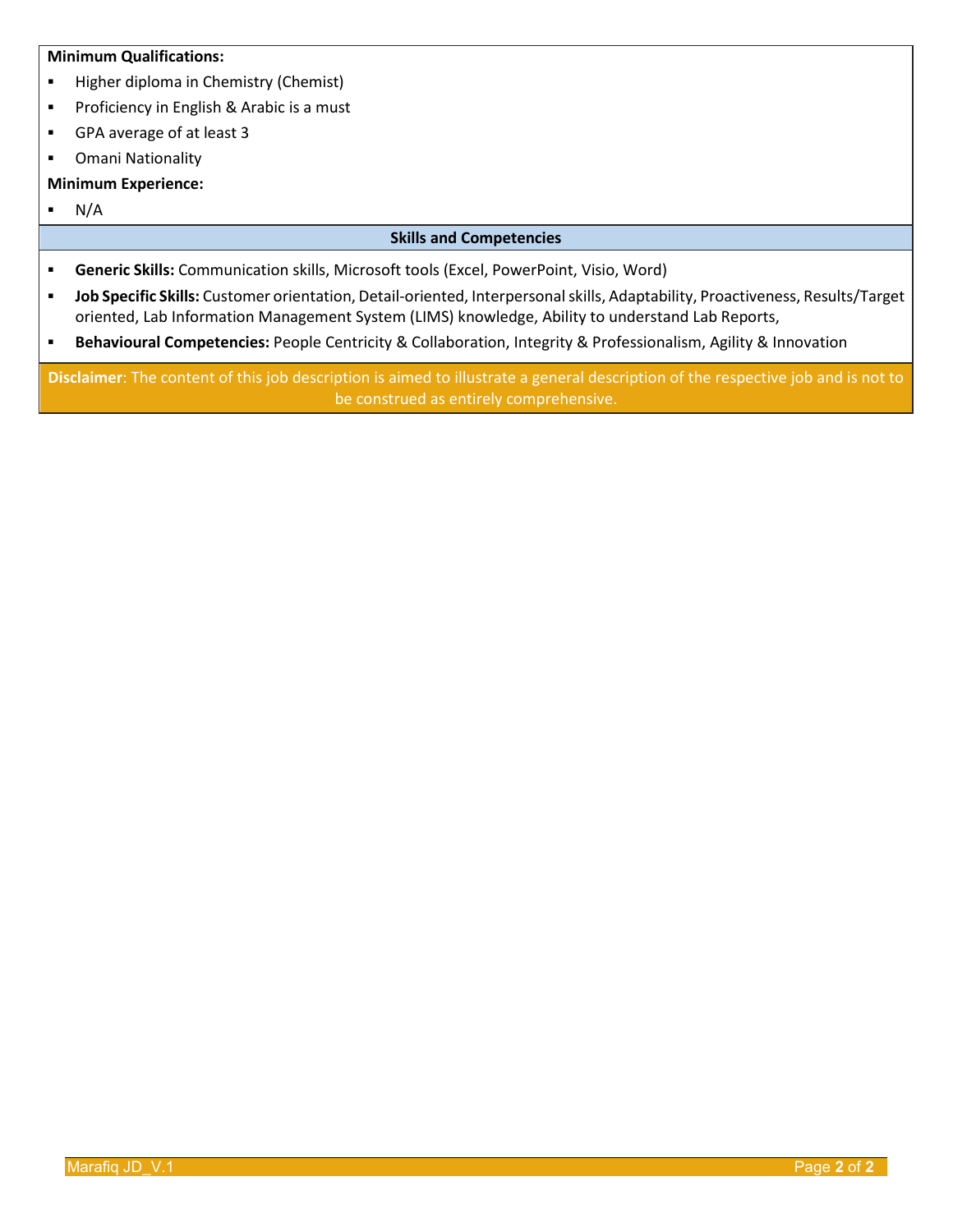**Minimum Qualifications:**

- Higher diploma in Chemistry (Chemist)
- Proficiency in English & Arabic is a must
- GPA average of at least 3
- Omani Nationality

**Minimum Experience:**

- N/A

## Skills and Competencies

- **Generic Skills:** Communication skills, Microsoft tools (Excel, PowerPoint, Visio, Word)
- **Job Specific Skills:** Customer orientation, Detail-oriented, Interpersonal skills, Adaptability, Proactiveness, Results/Target oriented, Lab Information Management System (LIMS) knowledge, Ability to understand Lab Reports,
- **Behavioural Competencies:** People Centricity & Collaboration, Integrity & Professionalism, Agility & Innovation

**Disclaimer**: The content of this job description is aimed to illustrate a general description of the respective job and is not to be construed as entirely comprehensive.